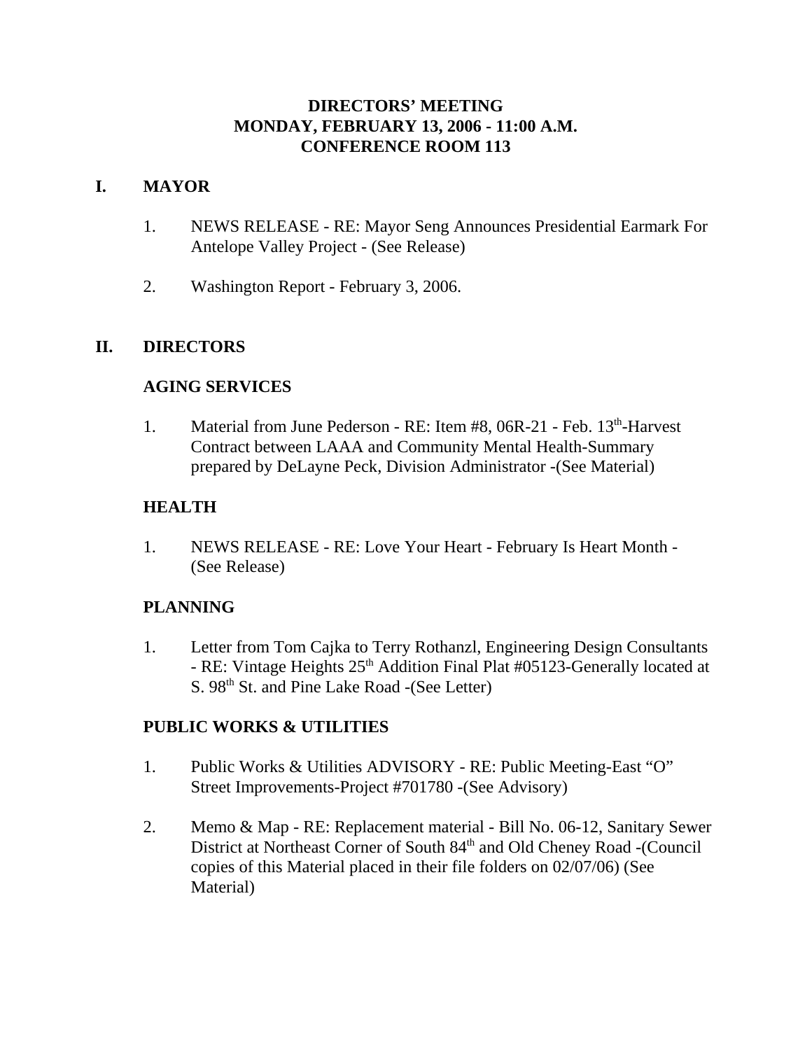# DIRECTORS' MEETING
# MONDAY, FEBRUARY 13, 2006 - 11:00 A.M.
# CONFERENCE ROOM 113

## I. MAYOR

1. NEWS RELEASE - RE: Mayor Seng Announces Presidential Earmark For Antelope Valley Project - (See Release)

2. Washington Report - February 3, 2006.

## II. DIRECTORS

### AGING SERVICES

1. Material from June Pederson - RE: Item #8, 06R-21 - Feb. 13th-Harvest Contract between LAAA and Community Mental Health-Summary prepared by DeLayne Peck, Division Administrator -(See Material)

### HEALTH

1. NEWS RELEASE - RE: Love Your Heart - February Is Heart Month - (See Release)

### PLANNING

1. Letter from Tom Cajka to Terry Rothanzl, Engineering Design Consultants - RE: Vintage Heights 25th Addition Final Plat #05123-Generally located at S. 98th St. and Pine Lake Road -(See Letter)

### PUBLIC WORKS & UTILITIES

1. Public Works & Utilities ADVISORY - RE: Public Meeting-East "O" Street Improvements-Project #701780 -(See Advisory)

2. Memo & Map - RE: Replacement material - Bill No. 06-12, Sanitary Sewer District at Northeast Corner of South 84th and Old Cheney Road -(Council copies of this Material placed in their file folders on 02/07/06) (See Material)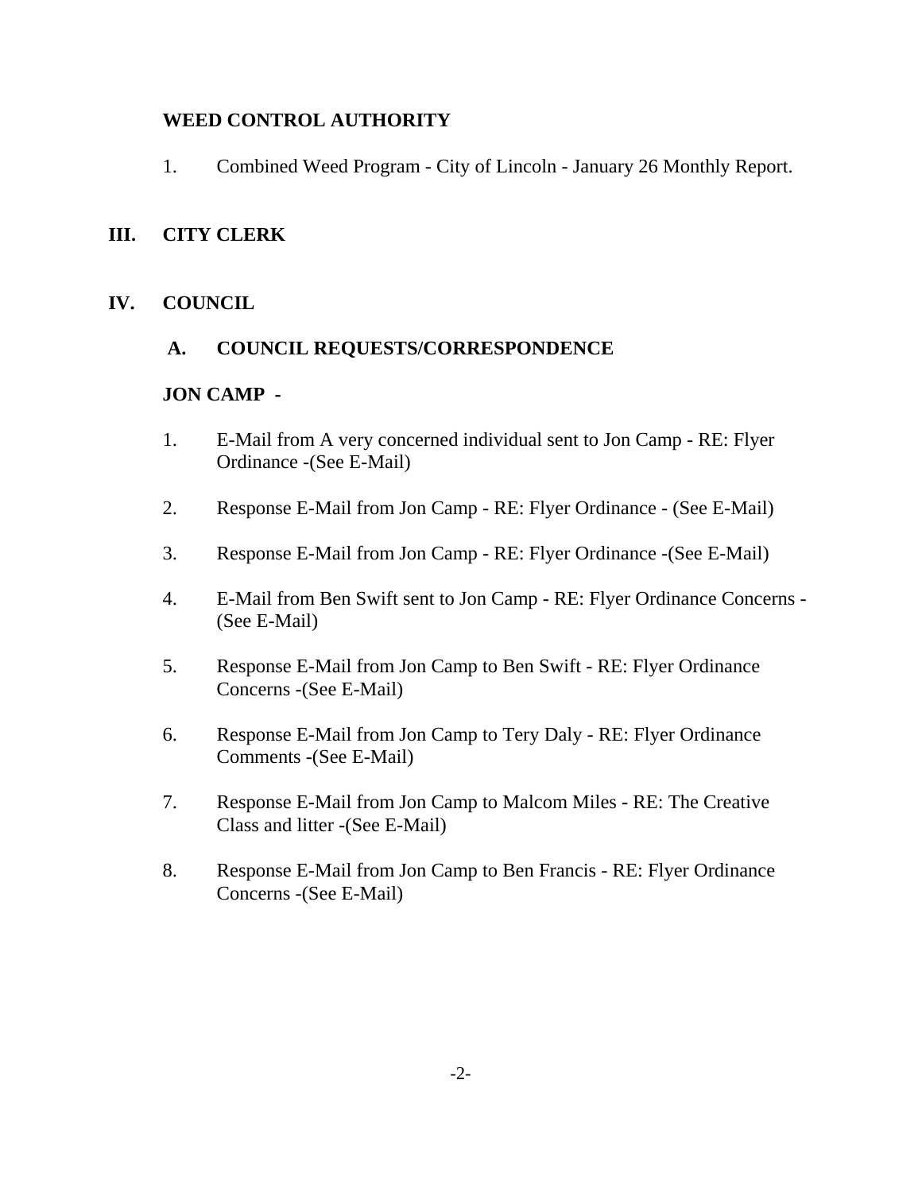**WEED CONTROL AUTHORITY**

1. Combined Weed Program - City of Lincoln - January 26 Monthly Report.

## III. CITY CLERK

## IV. COUNCIL

### A. COUNCIL REQUESTS/CORRESPONDENCE

**JON CAMP -**

1. E-Mail from A very concerned individual sent to Jon Camp - RE: Flyer Ordinance -(See E-Mail)
2. Response E-Mail from Jon Camp - RE: Flyer Ordinance - (See E-Mail)
3. Response E-Mail from Jon Camp - RE: Flyer Ordinance -(See E-Mail)
4. E-Mail from Ben Swift sent to Jon Camp - RE: Flyer Ordinance Concerns - (See E-Mail)
5. Response E-Mail from Jon Camp to Ben Swift - RE: Flyer Ordinance Concerns -(See E-Mail)
6. Response E-Mail from Jon Camp to Tery Daly - RE: Flyer Ordinance Comments -(See E-Mail)
7. Response E-Mail from Jon Camp to Malcom Miles - RE: The Creative Class and litter -(See E-Mail)
8. Response E-Mail from Jon Camp to Ben Francis - RE: Flyer Ordinance Concerns -(See E-Mail)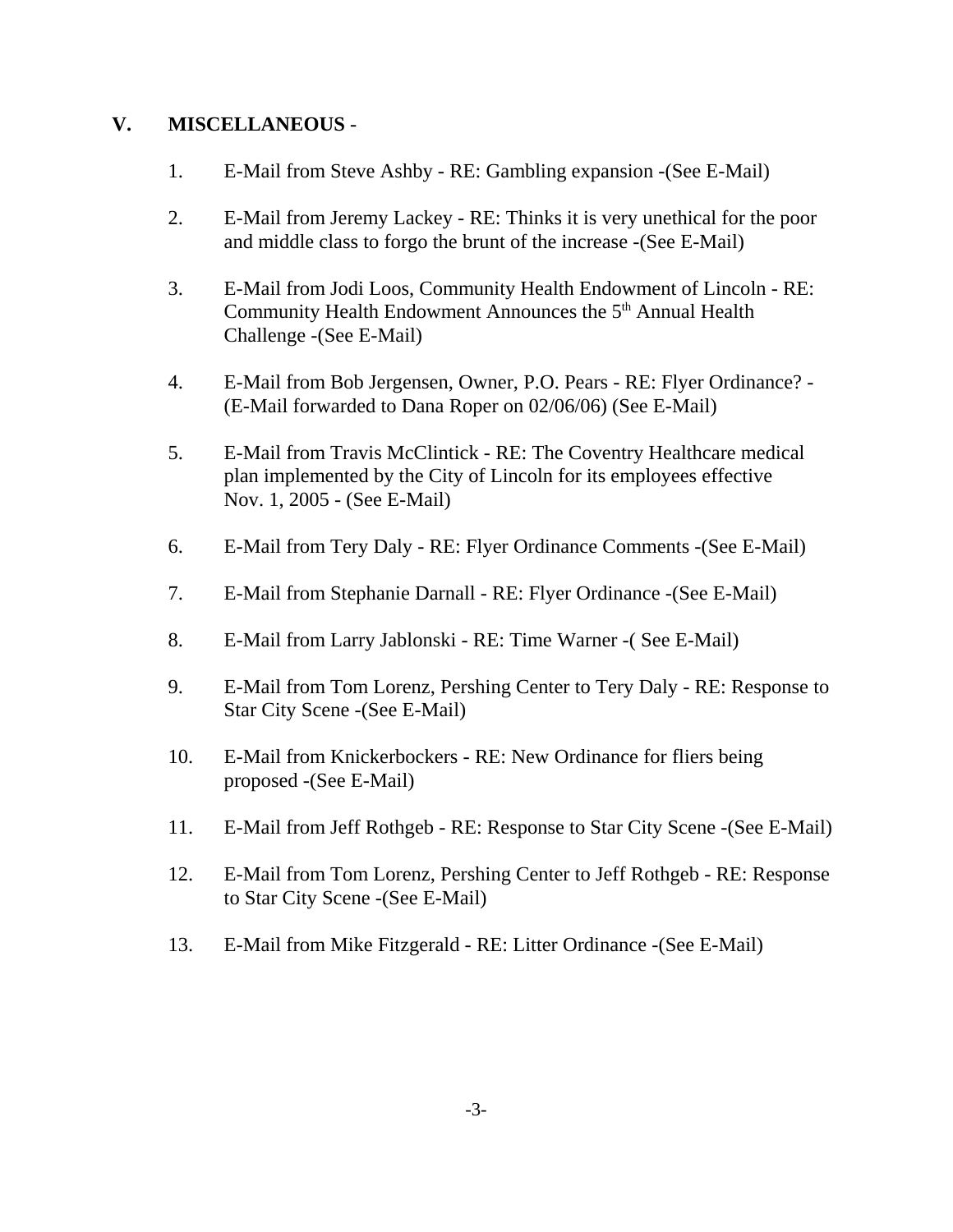## V. MISCELLANEOUS -

1. E-Mail from Steve Ashby - RE: Gambling expansion -(See E-Mail)

2. E-Mail from Jeremy Lackey - RE: Thinks it is very unethical for the poor and middle class to forgo the brunt of the increase -(See E-Mail)

3. E-Mail from Jodi Loos, Community Health Endowment of Lincoln - RE: Community Health Endowment Announces the 5th Annual Health Challenge -(See E-Mail)

4. E-Mail from Bob Jergensen, Owner, P.O. Pears - RE: Flyer Ordinance? - (E-Mail forwarded to Dana Roper on 02/06/06) (See E-Mail)

5. E-Mail from Travis McClintick - RE: The Coventry Healthcare medical plan implemented by the City of Lincoln for its employees effective Nov. 1, 2005 - (See E-Mail)

6. E-Mail from Tery Daly - RE: Flyer Ordinance Comments -(See E-Mail)

7. E-Mail from Stephanie Darnall - RE: Flyer Ordinance -(See E-Mail)

8. E-Mail from Larry Jablonski - RE: Time Warner -( See E-Mail)

9. E-Mail from Tom Lorenz, Pershing Center to Tery Daly - RE: Response to Star City Scene -(See E-Mail)

10. E-Mail from Knickerbockers - RE: New Ordinance for fliers being proposed -(See E-Mail)

11. E-Mail from Jeff Rothgeb - RE: Response to Star City Scene -(See E-Mail)

12. E-Mail from Tom Lorenz, Pershing Center to Jeff Rothgeb - RE: Response to Star City Scene -(See E-Mail)

13. E-Mail from Mike Fitzgerald - RE: Litter Ordinance -(See E-Mail)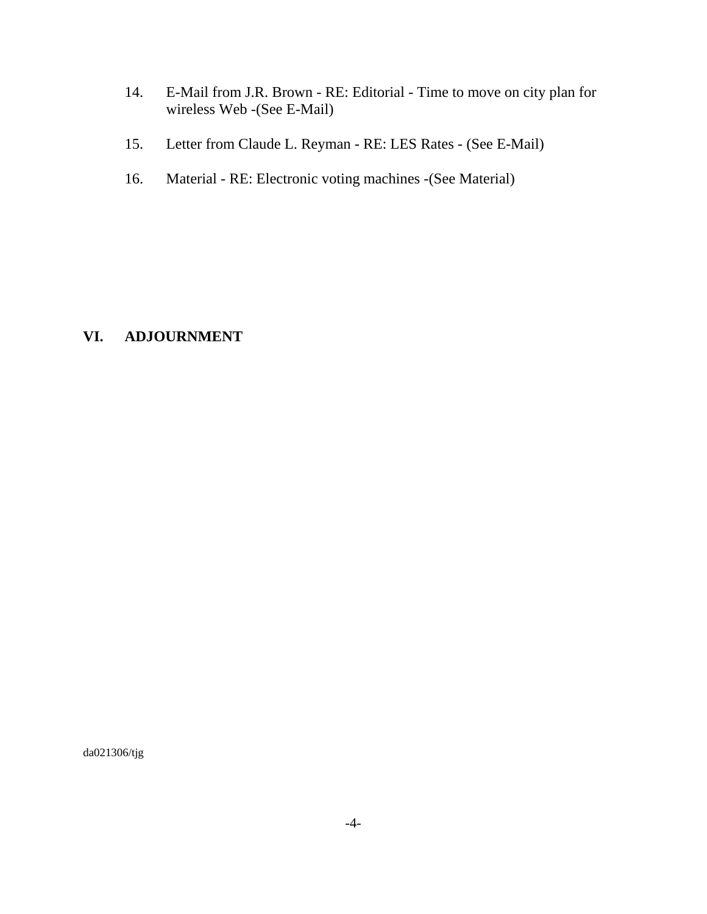14. E-Mail from J.R. Brown - RE: Editorial - Time to move on city plan for wireless Web -(See E-Mail)

15. Letter from Claude L. Reyman - RE: LES Rates - (See E-Mail)

16. Material - RE: Electronic voting machines -(See Material)

## VI. ADJOURNMENT

da021306/tjg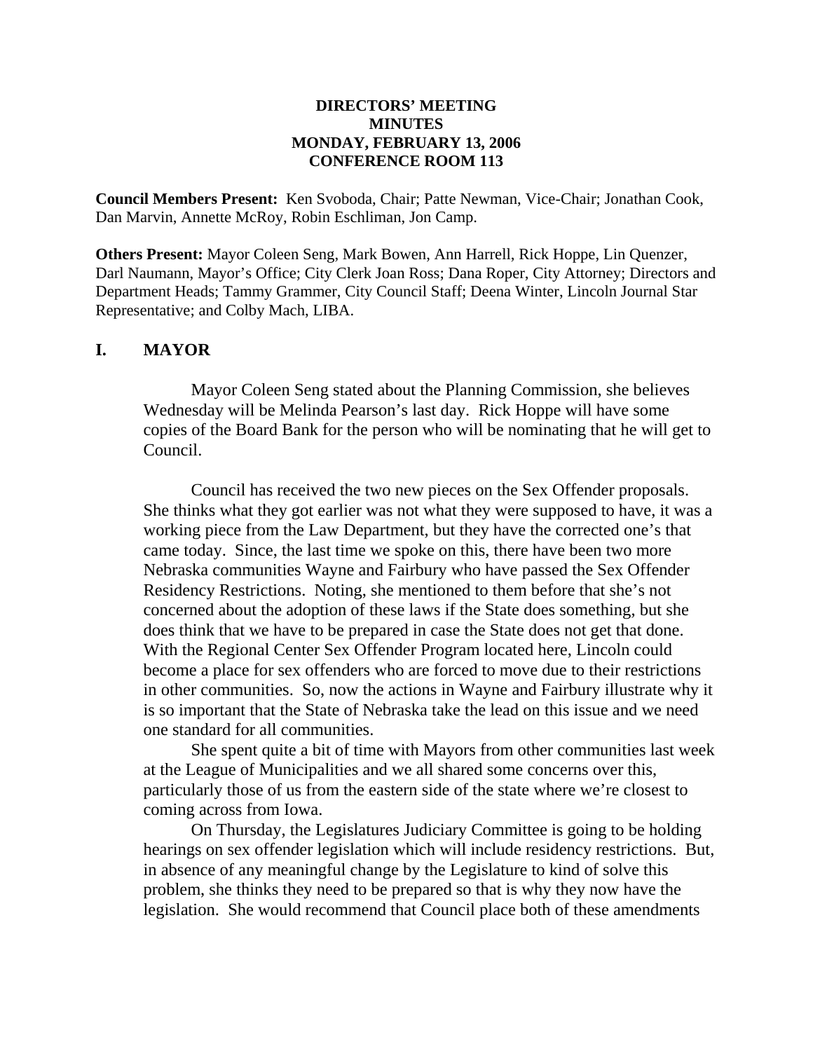**DIRECTORS' MEETING**
**MINUTES**
**MONDAY, FEBRUARY 13, 2006**
**CONFERENCE ROOM 113**

**Council Members Present:** Ken Svoboda, Chair; Patte Newman, Vice-Chair; Jonathan Cook, Dan Marvin, Annette McRoy, Robin Eschliman, Jon Camp.

**Others Present:** Mayor Coleen Seng, Mark Bowen, Ann Harrell, Rick Hoppe, Lin Quenzer, Darl Naumann, Mayor's Office; City Clerk Joan Ross; Dana Roper, City Attorney; Directors and Department Heads; Tammy Grammer, City Council Staff; Deena Winter, Lincoln Journal Star Representative; and Colby Mach, LIBA.

## I. MAYOR

Mayor Coleen Seng stated about the Planning Commission, she believes Wednesday will be Melinda Pearson's last day. Rick Hoppe will have some copies of the Board Bank for the person who will be nominating that he will get to Council.

Council has received the two new pieces on the Sex Offender proposals. She thinks what they got earlier was not what they were supposed to have, it was a working piece from the Law Department, but they have the corrected one's that came today. Since, the last time we spoke on this, there have been two more Nebraska communities Wayne and Fairbury who have passed the Sex Offender Residency Restrictions. Noting, she mentioned to them before that she's not concerned about the adoption of these laws if the State does something, but she does think that we have to be prepared in case the State does not get that done. With the Regional Center Sex Offender Program located here, Lincoln could become a place for sex offenders who are forced to move due to their restrictions in other communities. So, now the actions in Wayne and Fairbury illustrate why it is so important that the State of Nebraska take the lead on this issue and we need one standard for all communities.

She spent quite a bit of time with Mayors from other communities last week at the League of Municipalities and we all shared some concerns over this, particularly those of us from the eastern side of the state where we're closest to coming across from Iowa.

On Thursday, the Legislatures Judiciary Committee is going to be holding hearings on sex offender legislation which will include residency restrictions. But, in absence of any meaningful change by the Legislature to kind of solve this problem, she thinks they need to be prepared so that is why they now have the legislation. She would recommend that Council place both of these amendments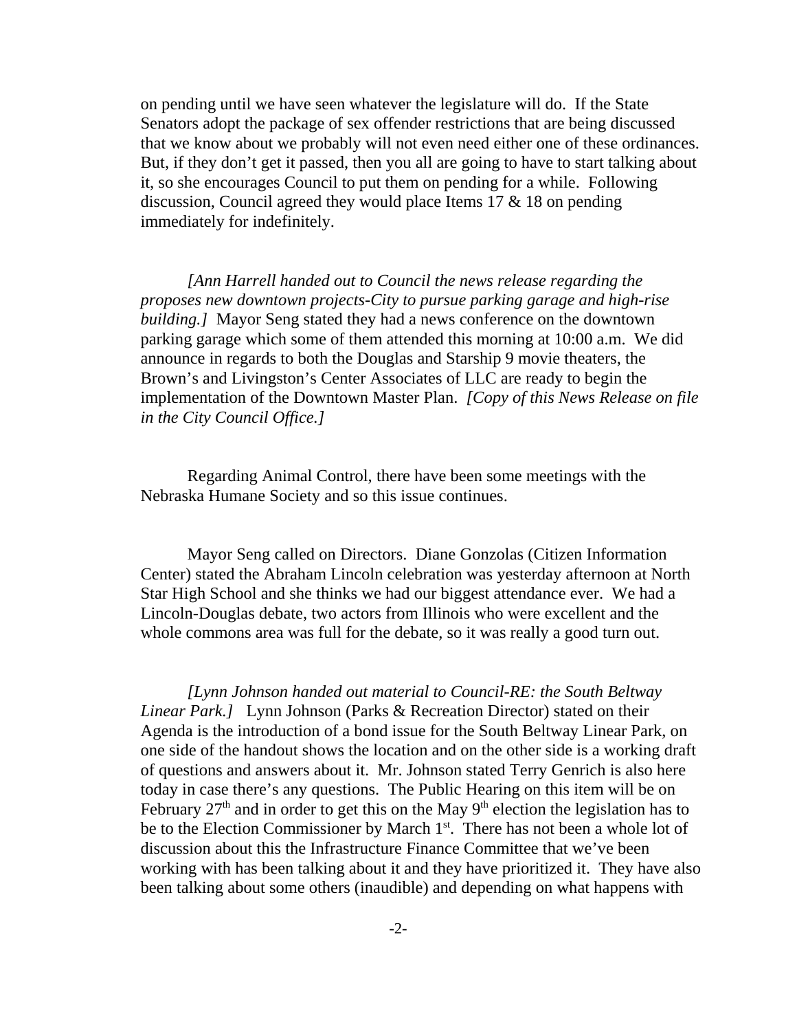on pending until we have seen whatever the legislature will do. If the State Senators adopt the package of sex offender restrictions that are being discussed that we know about we probably will not even need either one of these ordinances. But, if they don't get it passed, then you all are going to have to start talking about it, so she encourages Council to put them on pending for a while. Following discussion, Council agreed they would place Items 17 & 18 on pending immediately for indefinitely.

*[Ann Harrell handed out to Council the news release regarding the proposes new downtown projects-City to pursue parking garage and high-rise building.]* Mayor Seng stated they had a news conference on the downtown parking garage which some of them attended this morning at 10:00 a.m. We did announce in regards to both the Douglas and Starship 9 movie theaters, the Brown's and Livingston's Center Associates of LLC are ready to begin the implementation of the Downtown Master Plan. *[Copy of this News Release on file in the City Council Office.]*

Regarding Animal Control, there have been some meetings with the Nebraska Humane Society and so this issue continues.

Mayor Seng called on Directors. Diane Gonzolas (Citizen Information Center) stated the Abraham Lincoln celebration was yesterday afternoon at North Star High School and she thinks we had our biggest attendance ever. We had a Lincoln-Douglas debate, two actors from Illinois who were excellent and the whole commons area was full for the debate, so it was really a good turn out.

*[Lynn Johnson handed out material to Council-RE: the South Beltway Linear Park.]* Lynn Johnson (Parks & Recreation Director) stated on their Agenda is the introduction of a bond issue for the South Beltway Linear Park, on one side of the handout shows the location and on the other side is a working draft of questions and answers about it. Mr. Johnson stated Terry Genrich is also here today in case there's any questions. The Public Hearing on this item will be on February 27th and in order to get this on the May 9th election the legislation has to be to the Election Commissioner by March 1st. There has not been a whole lot of discussion about this the Infrastructure Finance Committee that we've been working with has been talking about it and they have prioritized it. They have also been talking about some others (inaudible) and depending on what happens with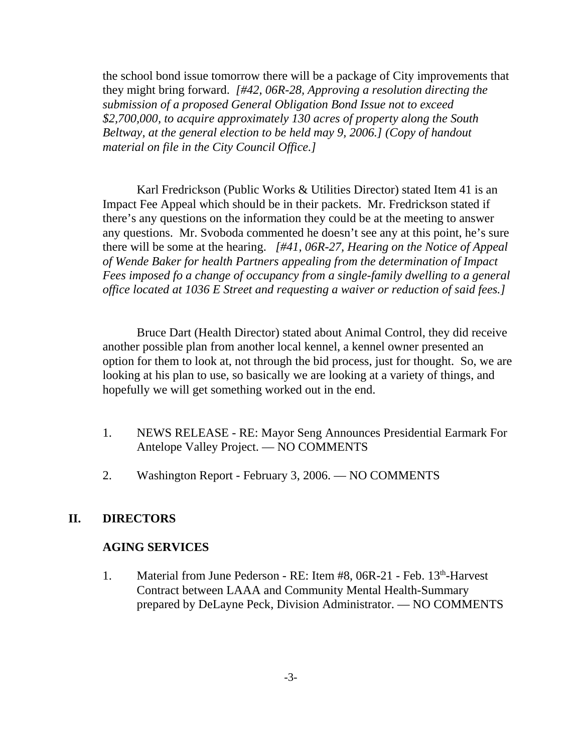the school bond issue tomorrow there will be a package of City improvements that they might bring forward. *[#42, 06R-28, Approving a resolution directing the submission of a proposed General Obligation Bond Issue not to exceed $2,700,000, to acquire approximately 130 acres of property along the South Beltway, at the general election to be held may 9, 2006.] (Copy of handout material on file in the City Council Office.]*

Karl Fredrickson (Public Works & Utilities Director) stated Item 41 is an Impact Fee Appeal which should be in their packets. Mr. Fredrickson stated if there's any questions on the information they could be at the meeting to answer any questions. Mr. Svoboda commented he doesn't see any at this point, he's sure there will be some at the hearing. *[#41, 06R-27, Hearing on the Notice of Appeal of Wende Baker for health Partners appealing from the determination of Impact Fees imposed fo a change of occupancy from a single-family dwelling to a general office located at 1036 E Street and requesting a waiver or reduction of said fees.]*

Bruce Dart (Health Director) stated about Animal Control, they did receive another possible plan from another local kennel, a kennel owner presented an option for them to look at, not through the bid process, just for thought. So, we are looking at his plan to use, so basically we are looking at a variety of things, and hopefully we will get something worked out in the end.

1. NEWS RELEASE - RE: Mayor Seng Announces Presidential Earmark For Antelope Valley Project. — NO COMMENTS

2. Washington Report - February 3, 2006. — NO COMMENTS

## II. DIRECTORS

### AGING SERVICES

1. Material from June Pederson - RE: Item #8, 06R-21 - Feb. 13th-Harvest Contract between LAAA and Community Mental Health-Summary prepared by DeLayne Peck, Division Administrator. — NO COMMENTS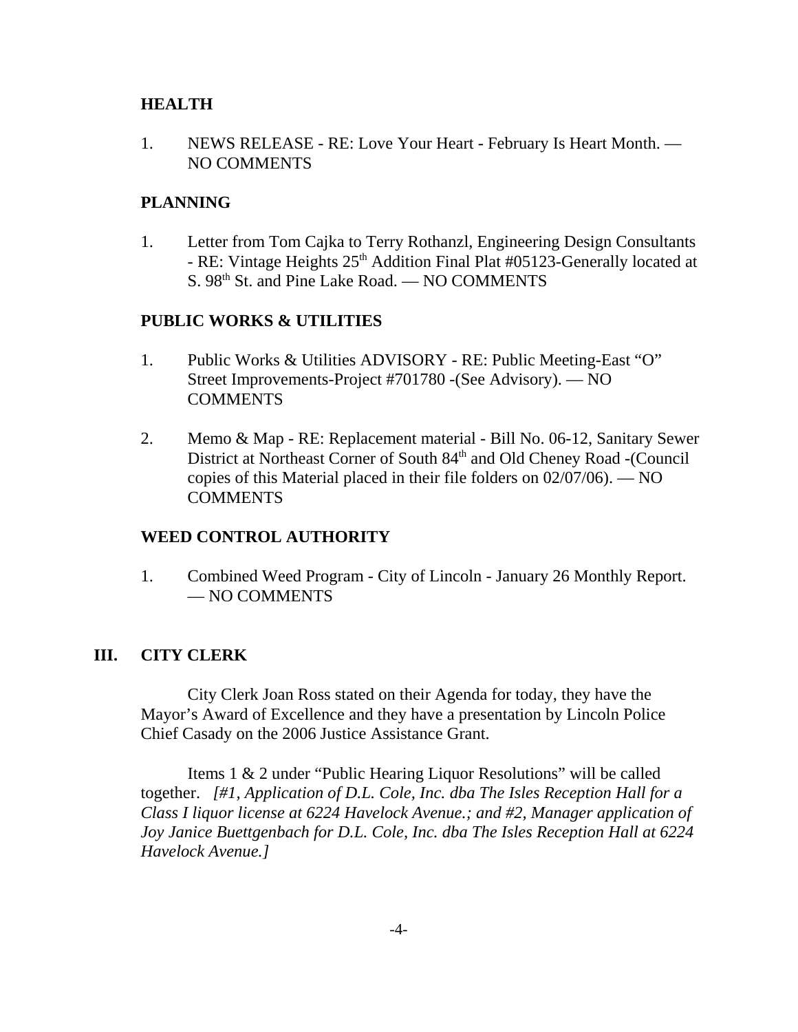### HEALTH

1. NEWS RELEASE - RE: Love Your Heart - February Is Heart Month. — NO COMMENTS

### PLANNING

1. Letter from Tom Cajka to Terry Rothanzl, Engineering Design Consultants - RE: Vintage Heights 25th Addition Final Plat #05123-Generally located at S. 98th St. and Pine Lake Road. — NO COMMENTS

### PUBLIC WORKS & UTILITIES

1. Public Works & Utilities ADVISORY - RE: Public Meeting-East "O" Street Improvements-Project #701780 -(See Advisory). — NO COMMENTS

2. Memo & Map - RE: Replacement material - Bill No. 06-12, Sanitary Sewer District at Northeast Corner of South 84th and Old Cheney Road -(Council copies of this Material placed in their file folders on 02/07/06). — NO COMMENTS

### WEED CONTROL AUTHORITY

1. Combined Weed Program - City of Lincoln - January 26 Monthly Report. — NO COMMENTS

## III. CITY CLERK

City Clerk Joan Ross stated on their Agenda for today, they have the Mayor's Award of Excellence and they have a presentation by Lincoln Police Chief Casady on the 2006 Justice Assistance Grant.

Items 1 & 2 under "Public Hearing Liquor Resolutions" will be called together. *[#1, Application of D.L. Cole, Inc. dba The Isles Reception Hall for a Class I liquor license at 6224 Havelock Avenue.; and #2, Manager application of Joy Janice Buettgenbach for D.L. Cole, Inc. dba The Isles Reception Hall at 6224 Havelock Avenue.]*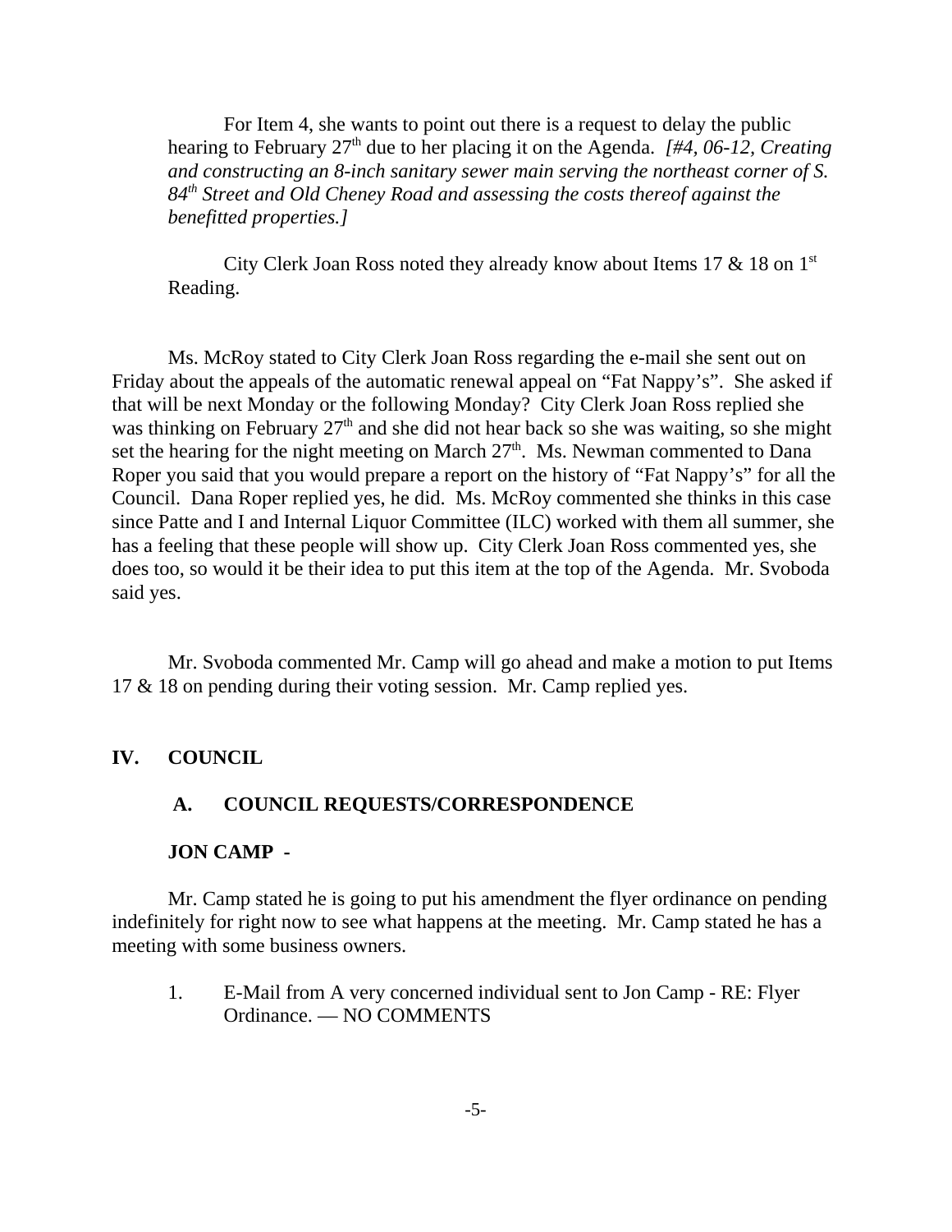For Item 4, she wants to point out there is a request to delay the public hearing to February 27th due to her placing it on the Agenda. *[#4, 06-12, Creating and constructing an 8-inch sanitary sewer main serving the northeast corner of S. 84th Street and Old Cheney Road and assessing the costs thereof against the benefitted properties.]*

City Clerk Joan Ross noted they already know about Items 17 & 18 on 1st Reading.

Ms. McRoy stated to City Clerk Joan Ross regarding the e-mail she sent out on Friday about the appeals of the automatic renewal appeal on "Fat Nappy's". She asked if that will be next Monday or the following Monday? City Clerk Joan Ross replied she was thinking on February 27th and she did not hear back so she was waiting, so she might set the hearing for the night meeting on March 27th. Ms. Newman commented to Dana Roper you said that you would prepare a report on the history of "Fat Nappy's" for all the Council. Dana Roper replied yes, he did. Ms. McRoy commented she thinks in this case since Patte and I and Internal Liquor Committee (ILC) worked with them all summer, she has a feeling that these people will show up. City Clerk Joan Ross commented yes, she does too, so would it be their idea to put this item at the top of the Agenda. Mr. Svoboda said yes.

Mr. Svoboda commented Mr. Camp will go ahead and make a motion to put Items 17 & 18 on pending during their voting session. Mr. Camp replied yes.

## IV. COUNCIL

### A. COUNCIL REQUESTS/CORRESPONDENCE

**JON CAMP -**

Mr. Camp stated he is going to put his amendment the flyer ordinance on pending indefinitely for right now to see what happens at the meeting. Mr. Camp stated he has a meeting with some business owners.

1. E-Mail from A very concerned individual sent to Jon Camp - RE: Flyer Ordinance. — NO COMMENTS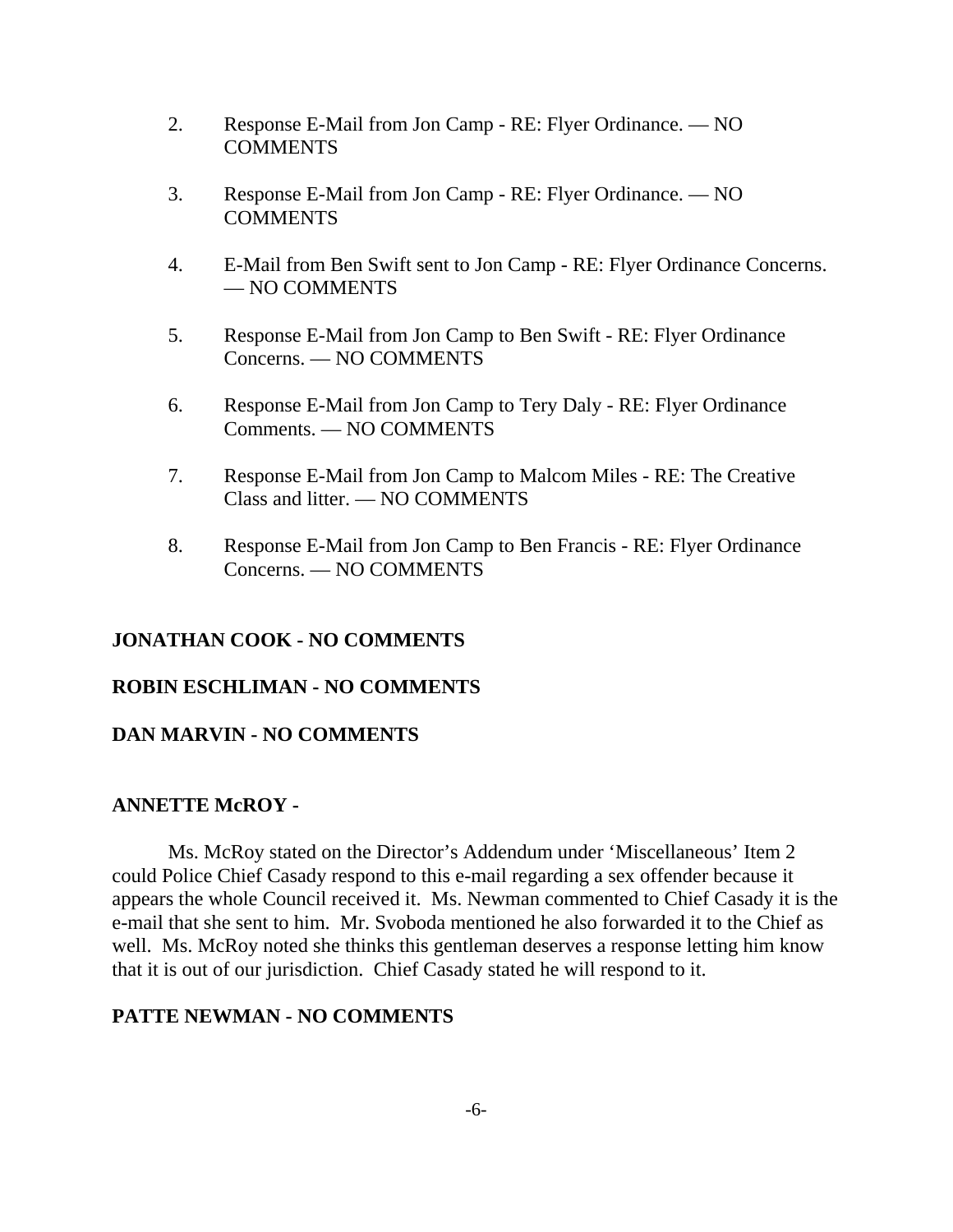2. Response E-Mail from Jon Camp - RE: Flyer Ordinance. — NO COMMENTS

3. Response E-Mail from Jon Camp - RE: Flyer Ordinance. — NO COMMENTS

4. E-Mail from Ben Swift sent to Jon Camp - RE: Flyer Ordinance Concerns. — NO COMMENTS

5. Response E-Mail from Jon Camp to Ben Swift - RE: Flyer Ordinance Concerns. — NO COMMENTS

6. Response E-Mail from Jon Camp to Tery Daly - RE: Flyer Ordinance Comments. — NO COMMENTS

7. Response E-Mail from Jon Camp to Malcom Miles - RE: The Creative Class and litter. — NO COMMENTS

8. Response E-Mail from Jon Camp to Ben Francis - RE: Flyer Ordinance Concerns. — NO COMMENTS

**JONATHAN COOK - NO COMMENTS**

**ROBIN ESCHLIMAN - NO COMMENTS**

**DAN MARVIN - NO COMMENTS**

**ANNETTE McROY -**

Ms. McRoy stated on the Director's Addendum under 'Miscellaneous' Item 2 could Police Chief Casady respond to this e-mail regarding a sex offender because it appears the whole Council received it. Ms. Newman commented to Chief Casady it is the e-mail that she sent to him. Mr. Svoboda mentioned he also forwarded it to the Chief as well. Ms. McRoy noted she thinks this gentleman deserves a response letting him know that it is out of our jurisdiction. Chief Casady stated he will respond to it.

**PATTE NEWMAN - NO COMMENTS**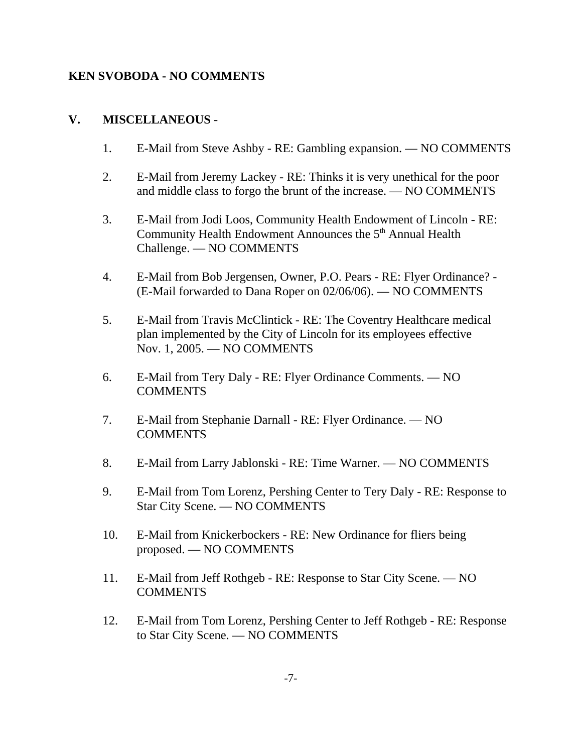**KEN SVOBODA - NO COMMENTS**

**V. MISCELLANEOUS** -

1. E-Mail from Steve Ashby - RE: Gambling expansion. — NO COMMENTS

2. E-Mail from Jeremy Lackey - RE: Thinks it is very unethical for the poor and middle class to forgo the brunt of the increase. — NO COMMENTS

3. E-Mail from Jodi Loos, Community Health Endowment of Lincoln - RE: Community Health Endowment Announces the 5th Annual Health Challenge. — NO COMMENTS

4. E-Mail from Bob Jergensen, Owner, P.O. Pears - RE: Flyer Ordinance? - (E-Mail forwarded to Dana Roper on 02/06/06). — NO COMMENTS

5. E-Mail from Travis McClintick - RE: The Coventry Healthcare medical plan implemented by the City of Lincoln for its employees effective Nov. 1, 2005. — NO COMMENTS

6. E-Mail from Tery Daly - RE: Flyer Ordinance Comments. — NO COMMENTS

7. E-Mail from Stephanie Darnall - RE: Flyer Ordinance. — NO COMMENTS

8. E-Mail from Larry Jablonski - RE: Time Warner. — NO COMMENTS

9. E-Mail from Tom Lorenz, Pershing Center to Tery Daly - RE: Response to Star City Scene. — NO COMMENTS

10. E-Mail from Knickerbockers - RE: New Ordinance for fliers being proposed. — NO COMMENTS

11. E-Mail from Jeff Rothgeb - RE: Response to Star City Scene. — NO COMMENTS

12. E-Mail from Tom Lorenz, Pershing Center to Jeff Rothgeb - RE: Response to Star City Scene. — NO COMMENTS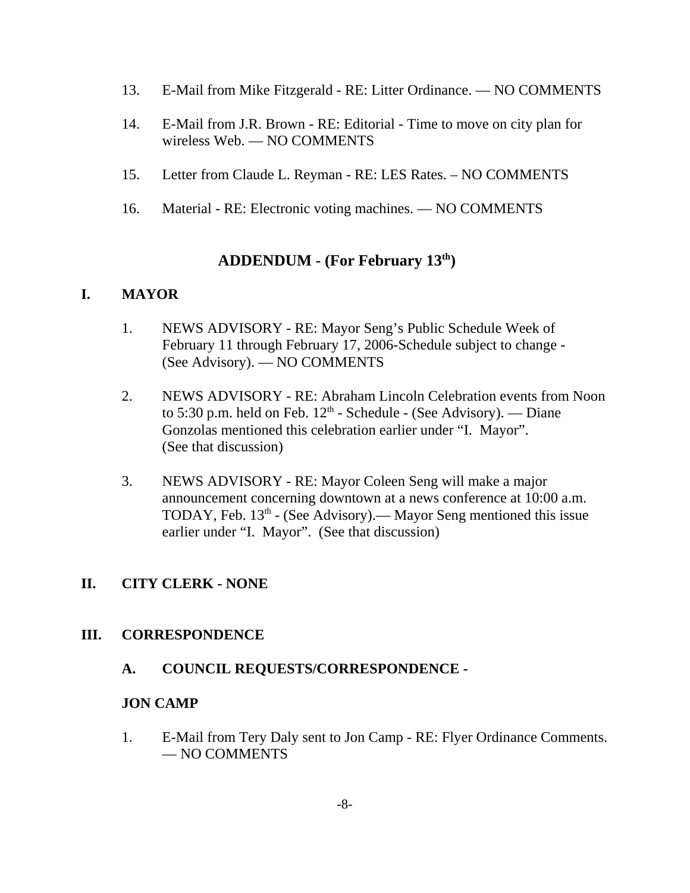13. E-Mail from Mike Fitzgerald - RE: Litter Ordinance. — NO COMMENTS

14. E-Mail from J.R. Brown - RE: Editorial - Time to move on city plan for wireless Web. — NO COMMENTS

15. Letter from Claude L. Reyman - RE: LES Rates. – NO COMMENTS

16. Material - RE: Electronic voting machines. — NO COMMENTS

## ADDENDUM - (For February 13th)

### I. MAYOR

1. NEWS ADVISORY - RE: Mayor Seng's Public Schedule Week of February 11 through February 17, 2006-Schedule subject to change - (See Advisory). — NO COMMENTS

2. NEWS ADVISORY - RE: Abraham Lincoln Celebration events from Noon to 5:30 p.m. held on Feb. 12th - Schedule - (See Advisory). — Diane Gonzolas mentioned this celebration earlier under "I. Mayor". (See that discussion)

3. NEWS ADVISORY - RE: Mayor Coleen Seng will make a major announcement concerning downtown at a news conference at 10:00 a.m. TODAY, Feb. 13th - (See Advisory).— Mayor Seng mentioned this issue earlier under "I. Mayor". (See that discussion)

### II. CITY CLERK - NONE

### III. CORRESPONDENCE

**A. COUNCIL REQUESTS/CORRESPONDENCE -**

**JON CAMP**

1. E-Mail from Tery Daly sent to Jon Camp - RE: Flyer Ordinance Comments. — NO COMMENTS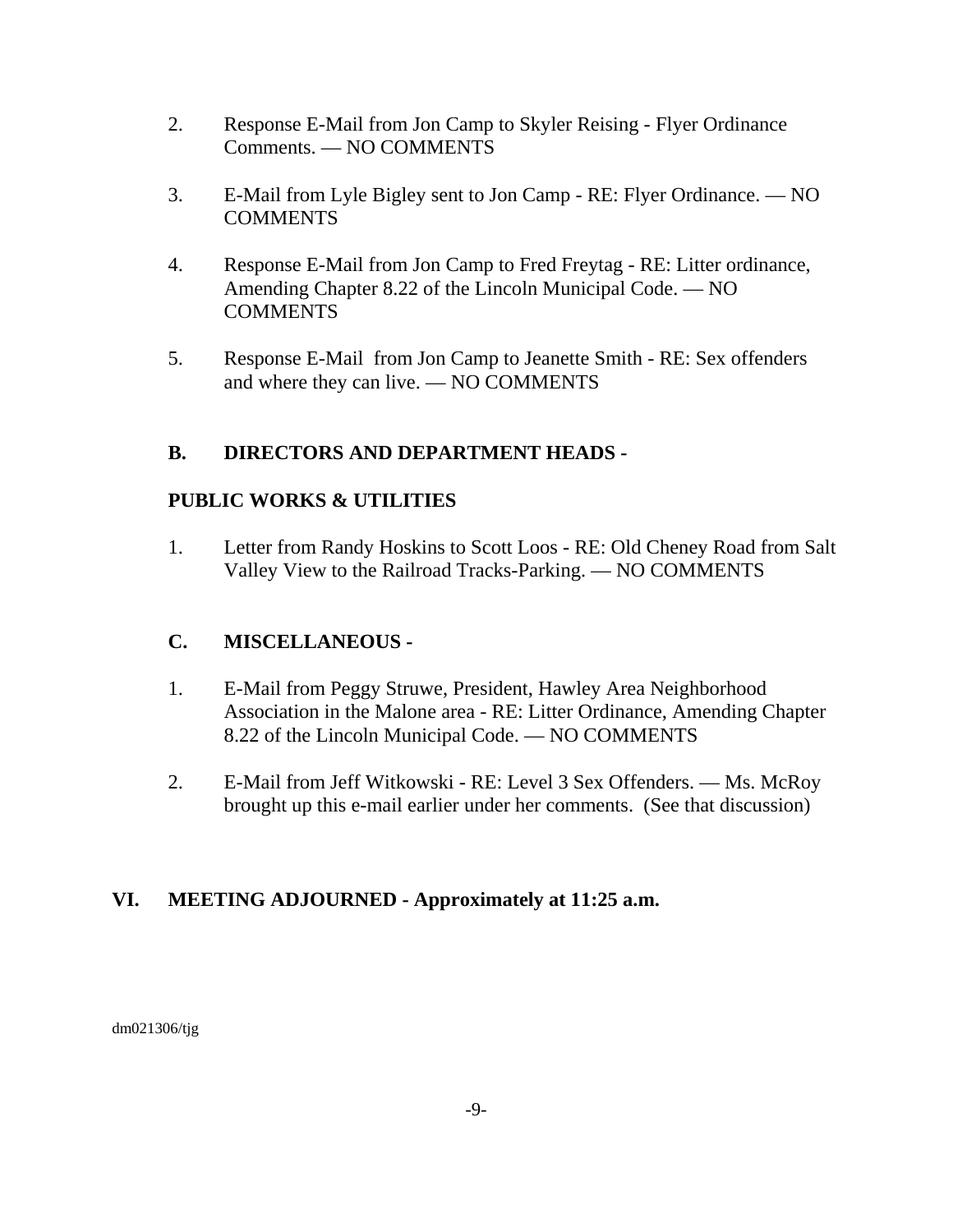2. Response E-Mail from Jon Camp to Skyler Reising - Flyer Ordinance Comments. — NO COMMENTS

3. E-Mail from Lyle Bigley sent to Jon Camp - RE: Flyer Ordinance. — NO COMMENTS

4. Response E-Mail from Jon Camp to Fred Freytag - RE: Litter ordinance, Amending Chapter 8.22 of the Lincoln Municipal Code. — NO COMMENTS

5. Response E-Mail from Jon Camp to Jeanette Smith - RE: Sex offenders and where they can live. — NO COMMENTS

**B. DIRECTORS AND DEPARTMENT HEADS -**

**PUBLIC WORKS & UTILITIES**

1. Letter from Randy Hoskins to Scott Loos - RE: Old Cheney Road from Salt Valley View to the Railroad Tracks-Parking. — NO COMMENTS

**C. MISCELLANEOUS -**

1. E-Mail from Peggy Struwe, President, Hawley Area Neighborhood Association in the Malone area - RE: Litter Ordinance, Amending Chapter 8.22 of the Lincoln Municipal Code. — NO COMMENTS

2. E-Mail from Jeff Witkowski - RE: Level 3 Sex Offenders. — Ms. McRoy brought up this e-mail earlier under her comments. (See that discussion)

## VI. MEETING ADJOURNED - Approximately at 11:25 a.m.

dm021306/tjg